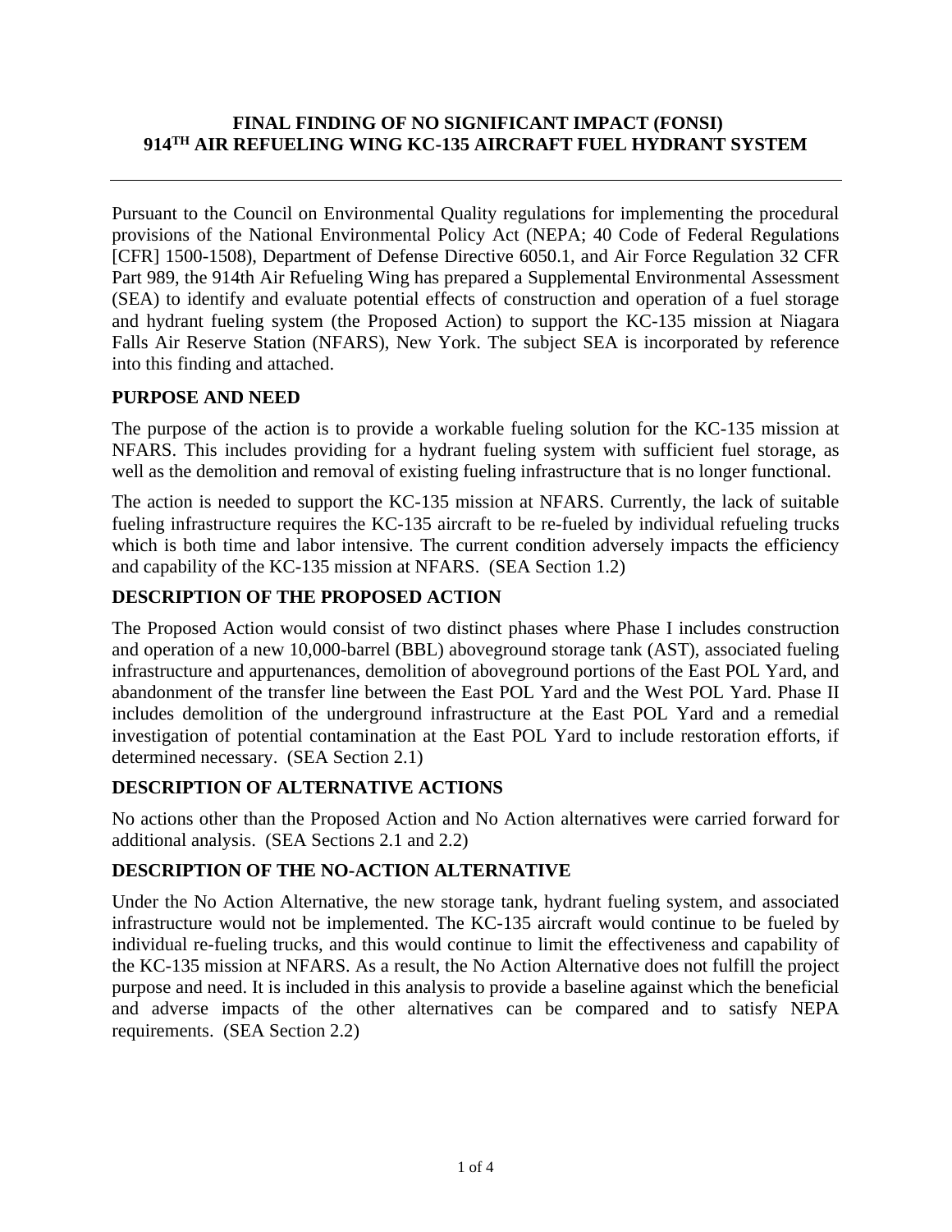# FINAL FINDING OF NO SIGNIFICANT IMPACT (FONSI)
# 914TH AIR REFUELING WING KC-135 AIRCRAFT FUEL HYDRANT SYSTEM

---

Pursuant to the Council on Environmental Quality regulations for implementing the procedural provisions of the National Environmental Policy Act (NEPA; 40 Code of Federal Regulations [CFR] 1500-1508), Department of Defense Directive 6050.1, and Air Force Regulation 32 CFR Part 989, the 914th Air Refueling Wing has prepared a Supplemental Environmental Assessment (SEA) to identify and evaluate potential effects of construction and operation of a fuel storage and hydrant fueling system (the Proposed Action) to support the KC-135 mission at Niagara Falls Air Reserve Station (NFARS), New York. The subject SEA is incorporated by reference into this finding and attached.

## PURPOSE AND NEED

The purpose of the action is to provide a workable fueling solution for the KC-135 mission at NFARS. This includes providing for a hydrant fueling system with sufficient fuel storage, as well as the demolition and removal of existing fueling infrastructure that is no longer functional.

The action is needed to support the KC-135 mission at NFARS. Currently, the lack of suitable fueling infrastructure requires the KC-135 aircraft to be re-fueled by individual refueling trucks which is both time and labor intensive. The current condition adversely impacts the efficiency and capability of the KC-135 mission at NFARS. (SEA Section 1.2)

## DESCRIPTION OF THE PROPOSED ACTION

The Proposed Action would consist of two distinct phases where Phase I includes construction and operation of a new 10,000-barrel (BBL) aboveground storage tank (AST), associated fueling infrastructure and appurtenances, demolition of aboveground portions of the East POL Yard, and abandonment of the transfer line between the East POL Yard and the West POL Yard. Phase II includes demolition of the underground infrastructure at the East POL Yard and a remedial investigation of potential contamination at the East POL Yard to include restoration efforts, if determined necessary. (SEA Section 2.1)

## DESCRIPTION OF ALTERNATIVE ACTIONS

No actions other than the Proposed Action and No Action alternatives were carried forward for additional analysis. (SEA Sections 2.1 and 2.2)

## DESCRIPTION OF THE NO-ACTION ALTERNATIVE

Under the No Action Alternative, the new storage tank, hydrant fueling system, and associated infrastructure would not be implemented. The KC-135 aircraft would continue to be fueled by individual re-fueling trucks, and this would continue to limit the effectiveness and capability of the KC-135 mission at NFARS. As a result, the No Action Alternative does not fulfill the project purpose and need. It is included in this analysis to provide a baseline against which the beneficial and adverse impacts of the other alternatives can be compared and to satisfy NEPA requirements. (SEA Section 2.2)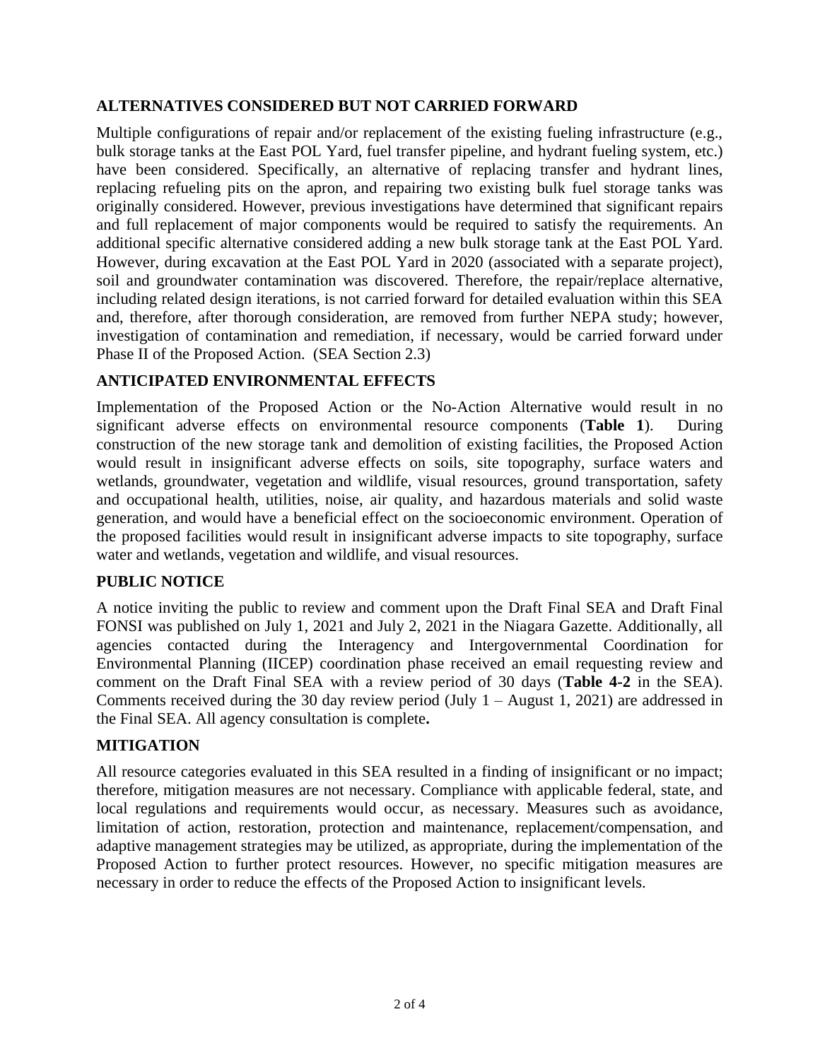## ALTERNATIVES CONSIDERED BUT NOT CARRIED FORWARD

Multiple configurations of repair and/or replacement of the existing fueling infrastructure (e.g., bulk storage tanks at the East POL Yard, fuel transfer pipeline, and hydrant fueling system, etc.) have been considered. Specifically, an alternative of replacing transfer and hydrant lines, replacing refueling pits on the apron, and repairing two existing bulk fuel storage tanks was originally considered. However, previous investigations have determined that significant repairs and full replacement of major components would be required to satisfy the requirements. An additional specific alternative considered adding a new bulk storage tank at the East POL Yard. However, during excavation at the East POL Yard in 2020 (associated with a separate project), soil and groundwater contamination was discovered. Therefore, the repair/replace alternative, including related design iterations, is not carried forward for detailed evaluation within this SEA and, therefore, after thorough consideration, are removed from further NEPA study; however, investigation of contamination and remediation, if necessary, would be carried forward under Phase II of the Proposed Action. (SEA Section 2.3)

## ANTICIPATED ENVIRONMENTAL EFFECTS

Implementation of the Proposed Action or the No-Action Alternative would result in no significant adverse effects on environmental resource components (**Table 1**). During construction of the new storage tank and demolition of existing facilities, the Proposed Action would result in insignificant adverse effects on soils, site topography, surface waters and wetlands, groundwater, vegetation and wildlife, visual resources, ground transportation, safety and occupational health, utilities, noise, air quality, and hazardous materials and solid waste generation, and would have a beneficial effect on the socioeconomic environment. Operation of the proposed facilities would result in insignificant adverse impacts to site topography, surface water and wetlands, vegetation and wildlife, and visual resources.

## PUBLIC NOTICE

A notice inviting the public to review and comment upon the Draft Final SEA and Draft Final FONSI was published on July 1, 2021 and July 2, 2021 in the Niagara Gazette. Additionally, all agencies contacted during the Interagency and Intergovernmental Coordination for Environmental Planning (IICEP) coordination phase received an email requesting review and comment on the Draft Final SEA with a review period of 30 days (**Table 4-2** in the SEA). Comments received during the 30 day review period (July 1 – August 1, 2021) are addressed in the Final SEA. All agency consultation is complete**.**

## MITIGATION

All resource categories evaluated in this SEA resulted in a finding of insignificant or no impact; therefore, mitigation measures are not necessary. Compliance with applicable federal, state, and local regulations and requirements would occur, as necessary. Measures such as avoidance, limitation of action, restoration, protection and maintenance, replacement/compensation, and adaptive management strategies may be utilized, as appropriate, during the implementation of the Proposed Action to further protect resources. However, no specific mitigation measures are necessary in order to reduce the effects of the Proposed Action to insignificant levels.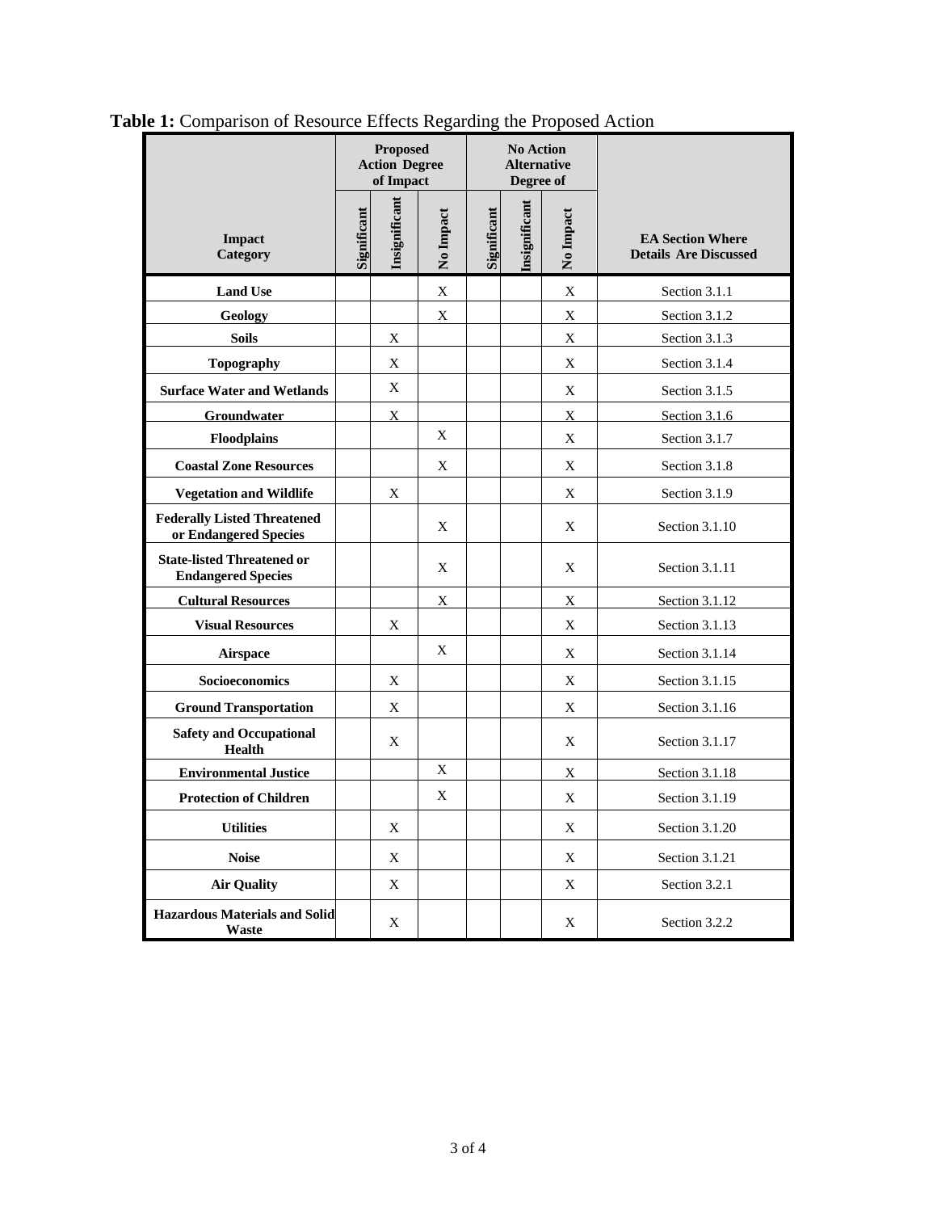**Table 1:** Comparison of Resource Effects Regarding the Proposed Action

| Impact Category | Proposed Action Degree of Impact | | | No Action Alternative Degree of | | | EA Section Where Details Are Discussed |
|---|---|---|---|---|---|---|---|
| | Significant | Insignificant | No Impact | Significant | Insignificant | No Impact | |
| **Land Use** | | | X | | | X | Section 3.1.1 |
| **Geology** | | | X | | | X | Section 3.1.2 |
| **Soils** | | X | | | | X | Section 3.1.3 |
| **Topography** | | X | | | | X | Section 3.1.4 |
| **Surface Water and Wetlands** | | X | | | | X | Section 3.1.5 |
| **Groundwater** | | X | | | | X | Section 3.1.6 |
| **Floodplains** | | | X | | | X | Section 3.1.7 |
| **Coastal Zone Resources** | | | X | | | X | Section 3.1.8 |
| **Vegetation and Wildlife** | | X | | | | X | Section 3.1.9 |
| **Federally Listed Threatened or Endangered Species** | | | X | | | X | Section 3.1.10 |
| **State-listed Threatened or Endangered Species** | | | X | | | X | Section 3.1.11 |
| **Cultural Resources** | | | X | | | X | Section 3.1.12 |
| **Visual Resources** | | X | | | | X | Section 3.1.13 |
| **Airspace** | | | X | | | X | Section 3.1.14 |
| **Socioeconomics** | | X | | | | X | Section 3.1.15 |
| **Ground Transportation** | | X | | | | X | Section 3.1.16 |
| **Safety and Occupational Health** | | X | | | | X | Section 3.1.17 |
| **Environmental Justice** | | | X | | | X | Section 3.1.18 |
| **Protection of Children** | | | X | | | X | Section 3.1.19 |
| **Utilities** | | X | | | | X | Section 3.1.20 |
| **Noise** | | X | | | | X | Section 3.1.21 |
| **Air Quality** | | X | | | | X | Section 3.2.1 |
| **Hazardous Materials and Solid Waste** | | X | | | | X | Section 3.2.2 |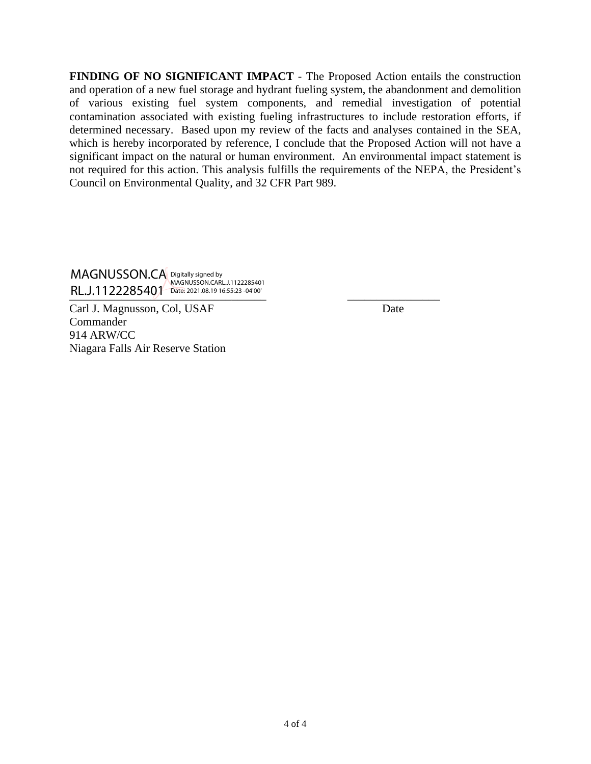**FINDING OF NO SIGNIFICANT IMPACT** - The Proposed Action entails the construction and operation of a new fuel storage and hydrant fueling system, the abandonment and demolition of various existing fuel system components, and remedial investigation of potential contamination associated with existing fueling infrastructures to include restoration efforts, if determined necessary. Based upon my review of the facts and analyses contained in the SEA, which is hereby incorporated by reference, I conclude that the Proposed Action will not have a significant impact on the natural or human environment. An environmental impact statement is not required for this action. This analysis fulfills the requirements of the NEPA, the President's Council on Environmental Quality, and 32 CFR Part 989.

MAGNUSSON.CARL.J.1122285401 Digitally signed by MAGNUSSON.CARL.J.1122285401 Date: 2021.08.19 16:55:23 -04'00'

Carl J. Magnusson, Col, USAF
Commander
914 ARW/CC
Niagara Falls Air Reserve Station

Date